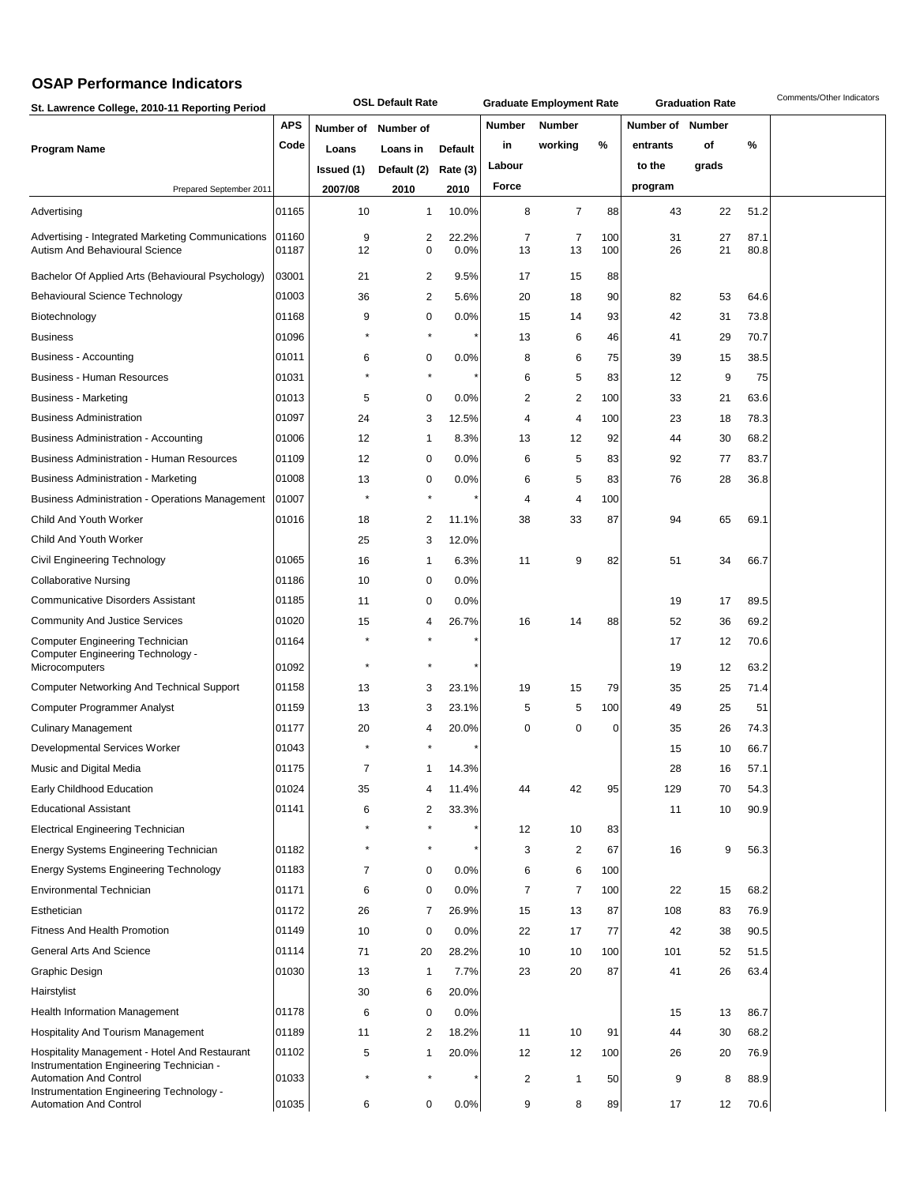# OSAP Performance Indicators

| St. Lawrence College, 2010-11 Reporting Period | | OSL Default Rate | | | Graduate Employment Rate | | | Graduation Rate | | | Comments/Other Indicators |
|---|---|---|---|---|---|---|---|---|---|---|---|
| Program Name | APS Code | Number of Loans Issued (1) 2007/08 | Number of Loans in Default (2) 2010 | Default Rate (3) 2010 | Number in Labour Force | Number working | % | Number of entrants to the program | Number of grads | % | |
| Prepared September 2011 | | | | | | | | | | | |
| Advertising | 01165 | 10 | 1 | 10.0% | 8 | 7 | 88 | 43 | 22 | 51.2 | |
| Advertising - Integrated Marketing Communications | 01160 | 9 | 2 | 22.2% | 7 | 7 | 100 | 31 | 27 | 87.1 | |
| Autism And Behavioural Science | 01187 | 12 | 0 | 0.0% | 13 | 13 | 100 | 26 | 21 | 80.8 | |
| Bachelor Of Applied Arts (Behavioural Psychology) | 03001 | 21 | 2 | 9.5% | 17 | 15 | 88 | | | | |
| Behavioural Science Technology | 01003 | 36 | 2 | 5.6% | 20 | 18 | 90 | 82 | 53 | 64.6 | |
| Biotechnology | 01168 | 9 | 0 | 0.0% | 15 | 14 | 93 | 42 | 31 | 73.8 | |
| Business | 01096 | * | * | * | 13 | 6 | 46 | 41 | 29 | 70.7 | |
| Business - Accounting | 01011 | 6 | 0 | 0.0% | 8 | 6 | 75 | 39 | 15 | 38.5 | |
| Business - Human Resources | 01031 | * | * | * | 6 | 5 | 83 | 12 | 9 | 75 | |
| Business - Marketing | 01013 | 5 | 0 | 0.0% | 2 | 2 | 100 | 33 | 21 | 63.6 | |
| Business Administration | 01097 | 24 | 3 | 12.5% | 4 | 4 | 100 | 23 | 18 | 78.3 | |
| Business Administration - Accounting | 01006 | 12 | 1 | 8.3% | 13 | 12 | 92 | 44 | 30 | 68.2 | |
| Business Administration - Human Resources | 01109 | 12 | 0 | 0.0% | 6 | 5 | 83 | 92 | 77 | 83.7 | |
| Business Administration - Marketing | 01008 | 13 | 0 | 0.0% | 6 | 5 | 83 | 76 | 28 | 36.8 | |
| Business Administration - Operations Management | 01007 | * | * | * | 4 | 4 | 100 | | | | |
| Child And Youth Worker | 01016 | 18 | 2 | 11.1% | 38 | 33 | 87 | 94 | 65 | 69.1 | |
| Child And Youth Worker | | 25 | 3 | 12.0% | | | | | | | |
| Civil Engineering Technology | 01065 | 16 | 1 | 6.3% | 11 | 9 | 82 | 51 | 34 | 66.7 | |
| Collaborative Nursing | 01186 | 10 | 0 | 0.0% | | | | | | | |
| Communicative Disorders Assistant | 01185 | 11 | 0 | 0.0% | | | | 19 | 17 | 89.5 | |
| Community And Justice Services | 01020 | 15 | 4 | 26.7% | 16 | 14 | 88 | 52 | 36 | 69.2 | |
| Computer Engineering Technician | 01164 | * | * | * | | | | 17 | 12 | 70.6 | |
| Computer Engineering Technology - Microcomputers | 01092 | * | * | * | | | | 19 | 12 | 63.2 | |
| Computer Networking And Technical Support | 01158 | 13 | 3 | 23.1% | 19 | 15 | 79 | 35 | 25 | 71.4 | |
| Computer Programmer Analyst | 01159 | 13 | 3 | 23.1% | 5 | 5 | 100 | 49 | 25 | 51 | |
| Culinary Management | 01177 | 20 | 4 | 20.0% | 0 | 0 | 0 | 35 | 26 | 74.3 | |
| Developmental Services Worker | 01043 | * | * | * | | | | 15 | 10 | 66.7 | |
| Music and Digital Media | 01175 | 7 | 1 | 14.3% | | | | 28 | 16 | 57.1 | |
| Early Childhood Education | 01024 | 35 | 4 | 11.4% | 44 | 42 | 95 | 129 | 70 | 54.3 | |
| Educational Assistant | 01141 | 6 | 2 | 33.3% | | | | 11 | 10 | 90.9 | |
| Electrical Engineering Technician | | * | * | * | 12 | 10 | 83 | | | | |
| Energy Systems Engineering Technician | 01182 | * | * | * | 3 | 2 | 67 | 16 | 9 | 56.3 | |
| Energy Systems Engineering Technology | 01183 | 7 | 0 | 0.0% | 6 | 6 | 100 | | | | |
| Environmental Technician | 01171 | 6 | 0 | 0.0% | 7 | 7 | 100 | 22 | 15 | 68.2 | |
| Esthetician | 01172 | 26 | 7 | 26.9% | 15 | 13 | 87 | 108 | 83 | 76.9 | |
| Fitness And Health Promotion | 01149 | 10 | 0 | 0.0% | 22 | 17 | 77 | 42 | 38 | 90.5 | |
| General Arts And Science | 01114 | 71 | 20 | 28.2% | 10 | 10 | 100 | 101 | 52 | 51.5 | |
| Graphic Design | 01030 | 13 | 1 | 7.7% | 23 | 20 | 87 | 41 | 26 | 63.4 | |
| Hairstylist | | 30 | 6 | 20.0% | | | | | | | |
| Health Information Management | 01178 | 6 | 0 | 0.0% | | | | 15 | 13 | 86.7 | |
| Hospitality And Tourism Management | 01189 | 11 | 2 | 18.2% | 11 | 10 | 91 | 44 | 30 | 68.2 | |
| Hospitality Management - Hotel And Restaurant | 01102 | 5 | 1 | 20.0% | 12 | 12 | 100 | 26 | 20 | 76.9 | |
| Instrumentation Engineering Technician - Automation And Control | 01033 | * | * | * | 2 | 1 | 50 | 9 | 8 | 88.9 | |
| Instrumentation Engineering Technology - Automation And Control | 01035 | 6 | 0 | 0.0% | 9 | 8 | 89 | 17 | 12 | 70.6 | |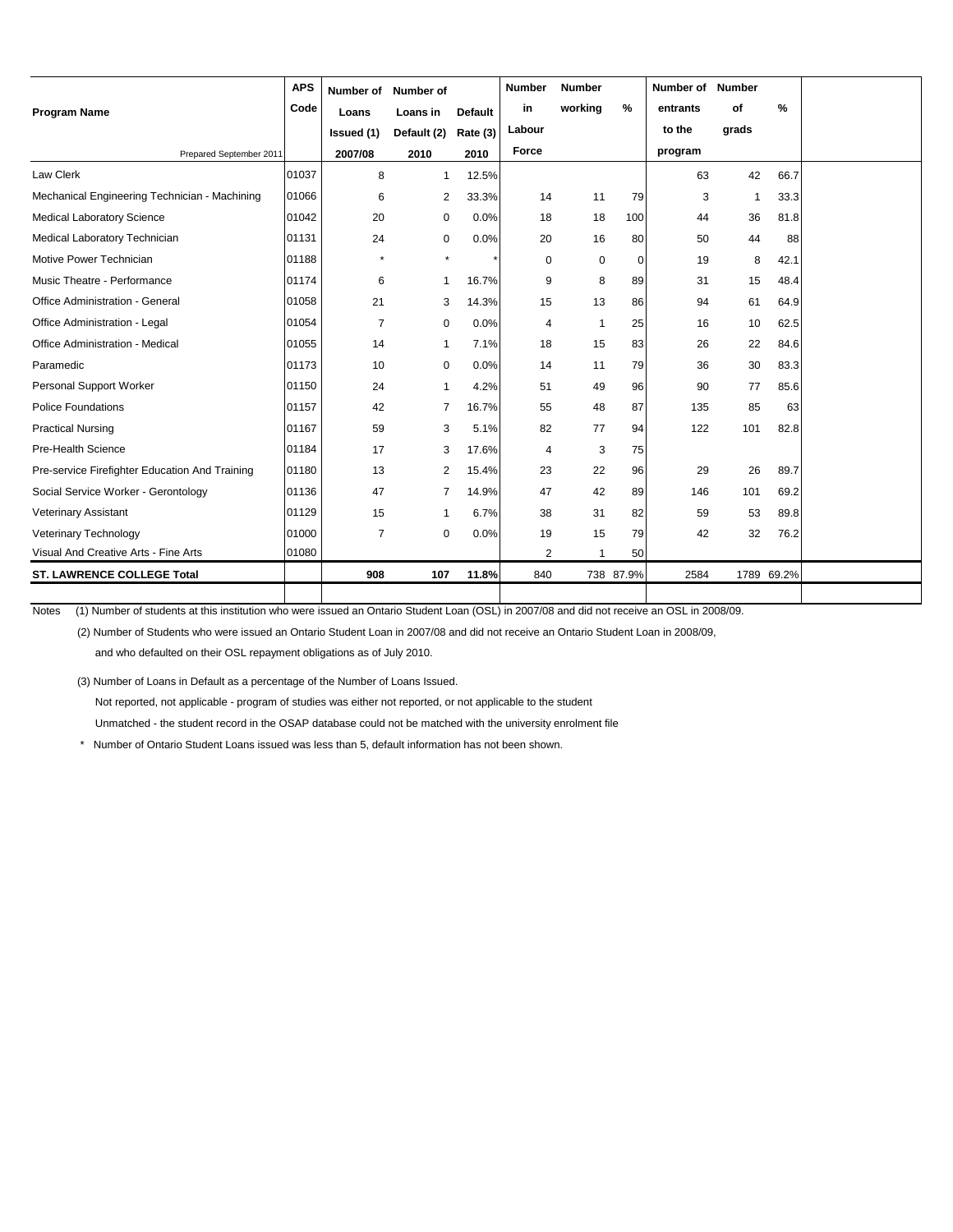| Program Name<br>Prepared September 2011 | APS Code | Number of Loans Issued (1) 2007/08 | Number of Loans in Default (2) 2010 | Default Rate (3) 2010 | Number in Labour Force | Number working | % | Number of entrants to the program | Number of grads | % |
|---|---|---|---|---|---|---|---|---|---|---|
| Law Clerk | 01037 | 8 | 1 | 12.5% | | | | 63 | 42 | 66.7 |
| Mechanical Engineering Technician - Machining | 01066 | 6 | 2 | 33.3% | 14 | 11 | 79 | 3 | 1 | 33.3 |
| Medical Laboratory Science | 01042 | 20 | 0 | 0.0% | 18 | 18 | 100 | 44 | 36 | 81.8 |
| Medical Laboratory Technician | 01131 | 24 | 0 | 0.0% | 20 | 16 | 80 | 50 | 44 | 88 |
| Motive Power Technician | 01188 | * | * | * | 0 | 0 | 0 | 19 | 8 | 42.1 |
| Music Theatre - Performance | 01174 | 6 | 1 | 16.7% | 9 | 8 | 89 | 31 | 15 | 48.4 |
| Office Administration - General | 01058 | 21 | 3 | 14.3% | 15 | 13 | 86 | 94 | 61 | 64.9 |
| Office Administration - Legal | 01054 | 7 | 0 | 0.0% | 4 | 1 | 25 | 16 | 10 | 62.5 |
| Office Administration - Medical | 01055 | 14 | 1 | 7.1% | 18 | 15 | 83 | 26 | 22 | 84.6 |
| Paramedic | 01173 | 10 | 0 | 0.0% | 14 | 11 | 79 | 36 | 30 | 83.3 |
| Personal Support Worker | 01150 | 24 | 1 | 4.2% | 51 | 49 | 96 | 90 | 77 | 85.6 |
| Police Foundations | 01157 | 42 | 7 | 16.7% | 55 | 48 | 87 | 135 | 85 | 63 |
| Practical Nursing | 01167 | 59 | 3 | 5.1% | 82 | 77 | 94 | 122 | 101 | 82.8 |
| Pre-Health Science | 01184 | 17 | 3 | 17.6% | 4 | 3 | 75 | | | |
| Pre-service Firefighter Education And Training | 01180 | 13 | 2 | 15.4% | 23 | 22 | 96 | 29 | 26 | 89.7 |
| Social Service Worker - Gerontology | 01136 | 47 | 7 | 14.9% | 47 | 42 | 89 | 146 | 101 | 69.2 |
| Veterinary Assistant | 01129 | 15 | 1 | 6.7% | 38 | 31 | 82 | 59 | 53 | 89.8 |
| Veterinary Technology | 01000 | 7 | 0 | 0.0% | 19 | 15 | 79 | 42 | 32 | 76.2 |
| Visual And Creative Arts - Fine Arts | 01080 | | | | 2 | 1 | 50 | | | |
| **ST. LAWRENCE COLLEGE Total** | | **908** | **107** | **11.8%** | 840 | 738 | 87.9% | 2584 | 1789 | 69.2% |

Notes (1) Number of students at this institution who were issued an Ontario Student Loan (OSL) in 2007/08 and did not receive an OSL in 2008/09.

(2) Number of Students who were issued an Ontario Student Loan in 2007/08 and did not receive an Ontario Student Loan in 2008/09, and who defaulted on their OSL repayment obligations as of July 2010.

(3) Number of Loans in Default as a percentage of the Number of Loans Issued.

Not reported, not applicable - program of studies was either not reported, or not applicable to the student

Unmatched - the student record in the OSAP database could not be matched with the university enrolment file

\* Number of Ontario Student Loans issued was less than 5, default information has not been shown.